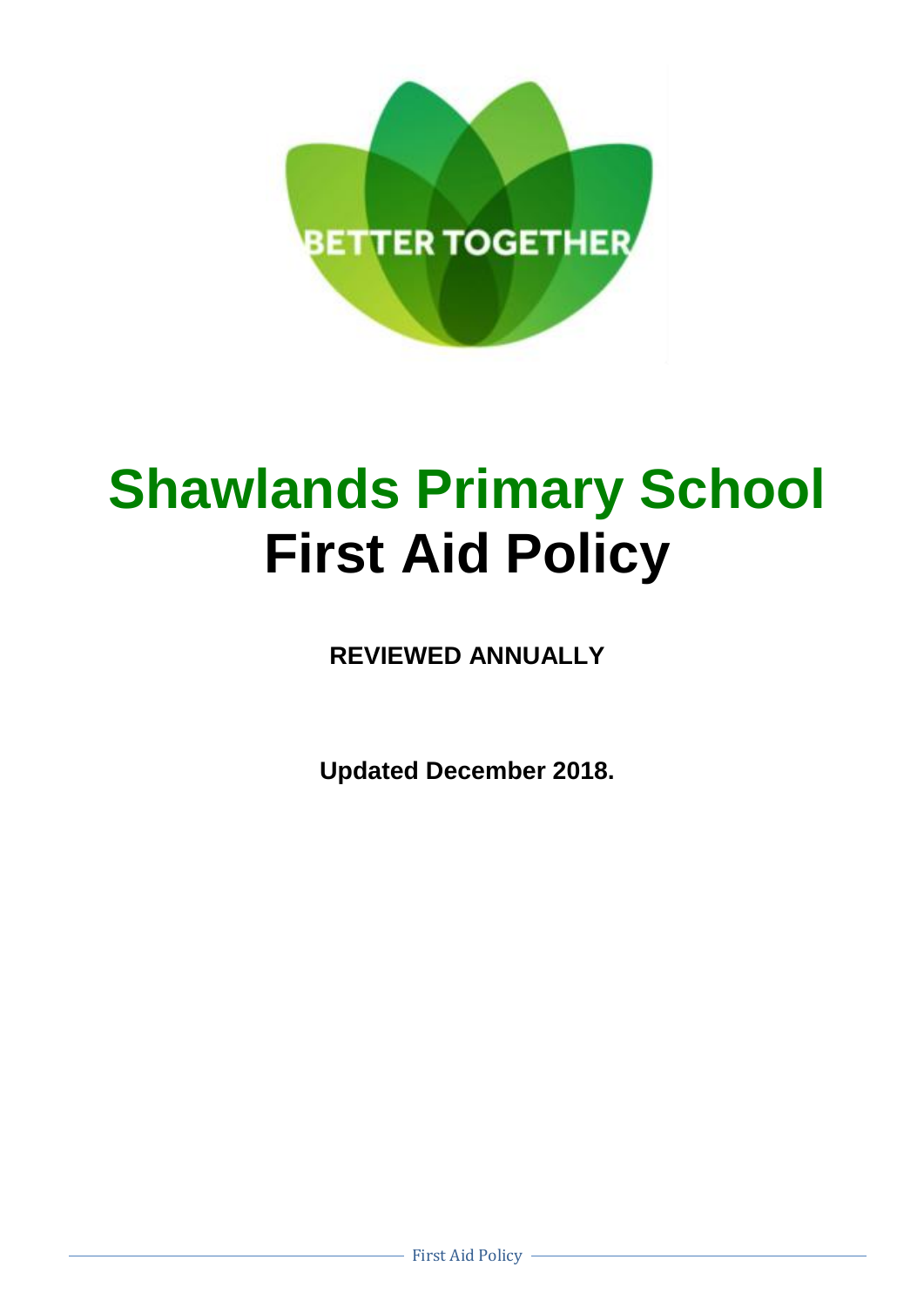BETTER TOGETHER

# Shawlands Primary School
# First Aid Policy

**REVIEWED ANNUALLY**

**Updated December 2018.**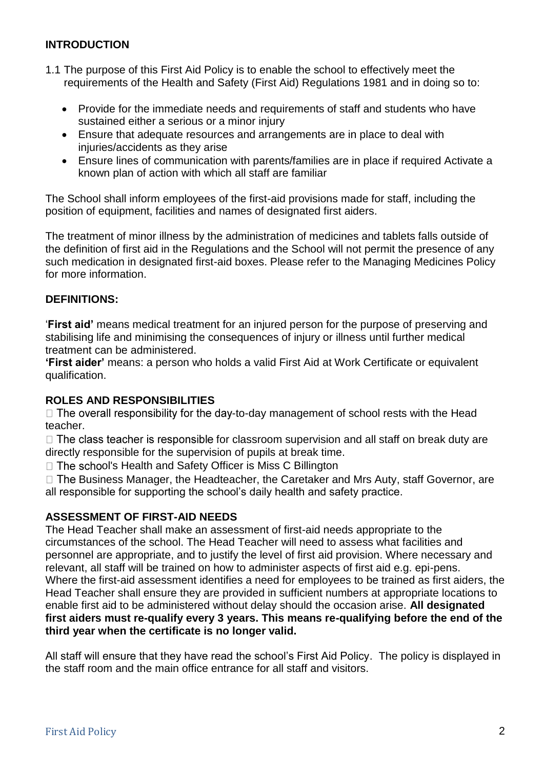## INTRODUCTION

1.1 The purpose of this First Aid Policy is to enable the school to effectively meet the requirements of the Health and Safety (First Aid) Regulations 1981 and in doing so to:

- Provide for the immediate needs and requirements of staff and students who have sustained either a serious or a minor injury
- Ensure that adequate resources and arrangements are in place to deal with injuries/accidents as they arise
- Ensure lines of communication with parents/families are in place if required Activate a known plan of action with which all staff are familiar

The School shall inform employees of the first-aid provisions made for staff, including the position of equipment, facilities and names of designated first aiders.

The treatment of minor illness by the administration of medicines and tablets falls outside of the definition of first aid in the Regulations and the School will not permit the presence of any such medication in designated first-aid boxes. Please refer to the Managing Medicines Policy for more information.

## DEFINITIONS:

'**First aid'** means medical treatment for an injured person for the purpose of preserving and stabilising life and minimising the consequences of injury or illness until further medical treatment can be administered.
**'First aider'** means: a person who holds a valid First Aid at Work Certificate or equivalent qualification.

## ROLES AND RESPONSIBILITIES

- The overall responsibility for the day-to-day management of school rests with the Head teacher.
- The class teacher is responsible for classroom supervision and all staff on break duty are directly responsible for the supervision of pupils at break time.
- The school's Health and Safety Officer is Miss C Billington
- The Business Manager, the Headteacher, the Caretaker and Mrs Auty, staff Governor, are all responsible for supporting the school's daily health and safety practice.

## ASSESSMENT OF FIRST-AID NEEDS

The Head Teacher shall make an assessment of first-aid needs appropriate to the circumstances of the school. The Head Teacher will need to assess what facilities and personnel are appropriate, and to justify the level of first aid provision. Where necessary and relevant, all staff will be trained on how to administer aspects of first aid e.g. epi-pens. Where the first-aid assessment identifies a need for employees to be trained as first aiders, the Head Teacher shall ensure they are provided in sufficient numbers at appropriate locations to enable first aid to be administered without delay should the occasion arise. **All designated first aiders must re-qualify every 3 years. This means re-qualifying before the end of the third year when the certificate is no longer valid.**

All staff will ensure that they have read the school's First Aid Policy. The policy is displayed in the staff room and the main office entrance for all staff and visitors.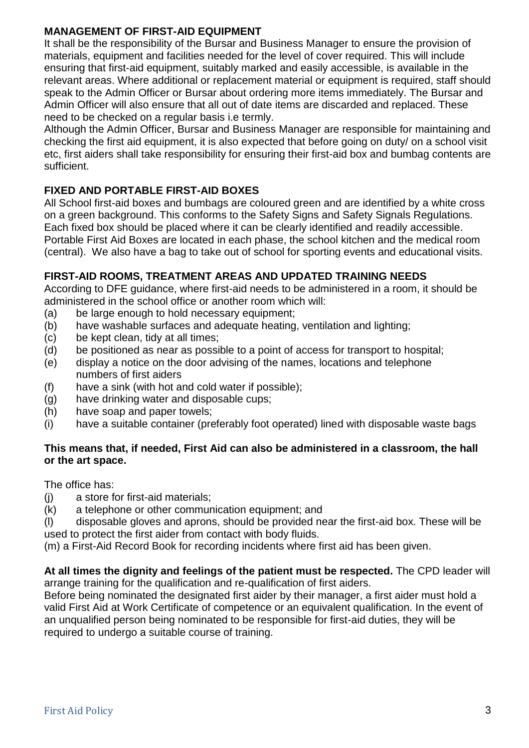## MANAGEMENT OF FIRST-AID EQUIPMENT

It shall be the responsibility of the Bursar and Business Manager to ensure the provision of materials, equipment and facilities needed for the level of cover required. This will include ensuring that first-aid equipment, suitably marked and easily accessible, is available in the relevant areas. Where additional or replacement material or equipment is required, staff should speak to the Admin Officer or Bursar about ordering more items immediately. The Bursar and Admin Officer will also ensure that all out of date items are discarded and replaced. These need to be checked on a regular basis i.e termly.

Although the Admin Officer, Bursar and Business Manager are responsible for maintaining and checking the first aid equipment, it is also expected that before going on duty/ on a school visit etc, first aiders shall take responsibility for ensuring their first-aid box and bumbag contents are sufficient.

## FIXED AND PORTABLE FIRST-AID BOXES

All School first-aid boxes and bumbags are coloured green and are identified by a white cross on a green background. This conforms to the Safety Signs and Safety Signals Regulations. Each fixed box should be placed where it can be clearly identified and readily accessible. Portable First Aid Boxes are located in each phase, the school kitchen and the medical room (central). We also have a bag to take out of school for sporting events and educational visits.

## FIRST-AID ROOMS, TREATMENT AREAS AND UPDATED TRAINING NEEDS

According to DFE guidance, where first-aid needs to be administered in a room, it should be administered in the school office or another room which will:

(a) be large enough to hold necessary equipment;
(b) have washable surfaces and adequate heating, ventilation and lighting;
(c) be kept clean, tidy at all times;
(d) be positioned as near as possible to a point of access for transport to hospital;
(e) display a notice on the door advising of the names, locations and telephone numbers of first aiders
(f) have a sink (with hot and cold water if possible);
(g) have drinking water and disposable cups;
(h) have soap and paper towels;
(i) have a suitable container (preferably foot operated) lined with disposable waste bags

**This means that, if needed, First Aid can also be administered in a classroom, the hall or the art space.**

The office has:

(j) a store for first-aid materials;
(k) a telephone or other communication equipment; and
(l) disposable gloves and aprons, should be provided near the first-aid box. These will be used to protect the first aider from contact with body fluids.
(m) a First-Aid Record Book for recording incidents where first aid has been given.

**At all times the dignity and feelings of the patient must be respected.** The CPD leader will arrange training for the qualification and re-qualification of first aiders.

Before being nominated the designated first aider by their manager, a first aider must hold a valid First Aid at Work Certificate of competence or an equivalent qualification. In the event of an unqualified person being nominated to be responsible for first-aid duties, they will be required to undergo a suitable course of training.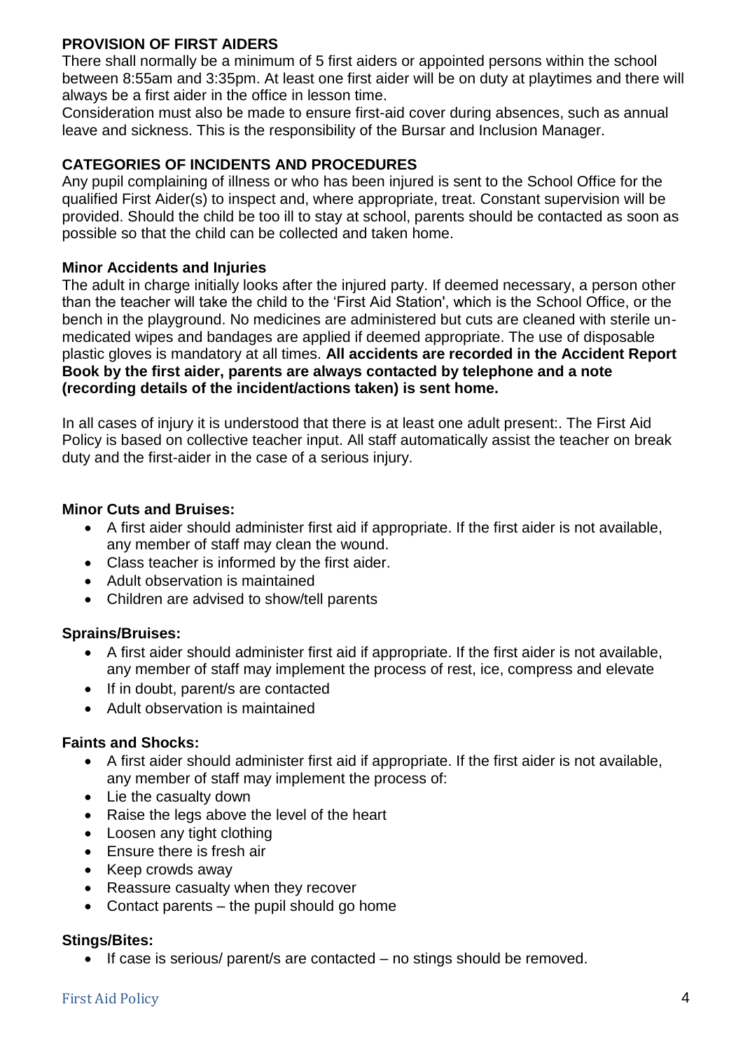## PROVISION OF FIRST AIDERS

There shall normally be a minimum of 5 first aiders or appointed persons within the school between 8:55am and 3:35pm. At least one first aider will be on duty at playtimes and there will always be a first aider in the office in lesson time.

Consideration must also be made to ensure first-aid cover during absences, such as annual leave and sickness. This is the responsibility of the Bursar and Inclusion Manager.

## CATEGORIES OF INCIDENTS AND PROCEDURES

Any pupil complaining of illness or who has been injured is sent to the School Office for the qualified First Aider(s) to inspect and, where appropriate, treat. Constant supervision will be provided. Should the child be too ill to stay at school, parents should be contacted as soon as possible so that the child can be collected and taken home.

### Minor Accidents and Injuries

The adult in charge initially looks after the injured party. If deemed necessary, a person other than the teacher will take the child to the 'First Aid Station', which is the School Office, or the bench in the playground. No medicines are administered but cuts are cleaned with sterile un-medicated wipes and bandages are applied if deemed appropriate. The use of disposable plastic gloves is mandatory at all times. **All accidents are recorded in the Accident Report Book by the first aider, parents are always contacted by telephone and a note (recording details of the incident/actions taken) is sent home.**

In all cases of injury it is understood that there is at least one adult present:. The First Aid Policy is based on collective teacher input. All staff automatically assist the teacher on break duty and the first-aider in the case of a serious injury.

### Minor Cuts and Bruises:

- A first aider should administer first aid if appropriate. If the first aider is not available, any member of staff may clean the wound.
- Class teacher is informed by the first aider.
- Adult observation is maintained
- Children are advised to show/tell parents

### Sprains/Bruises:

- A first aider should administer first aid if appropriate. If the first aider is not available, any member of staff may implement the process of rest, ice, compress and elevate
- If in doubt, parent/s are contacted
- Adult observation is maintained

### Faints and Shocks:

- A first aider should administer first aid if appropriate. If the first aider is not available, any member of staff may implement the process of:
- Lie the casualty down
- Raise the legs above the level of the heart
- Loosen any tight clothing
- Ensure there is fresh air
- Keep crowds away
- Reassure casualty when they recover
- Contact parents – the pupil should go home

### Stings/Bites:

- If case is serious/ parent/s are contacted – no stings should be removed.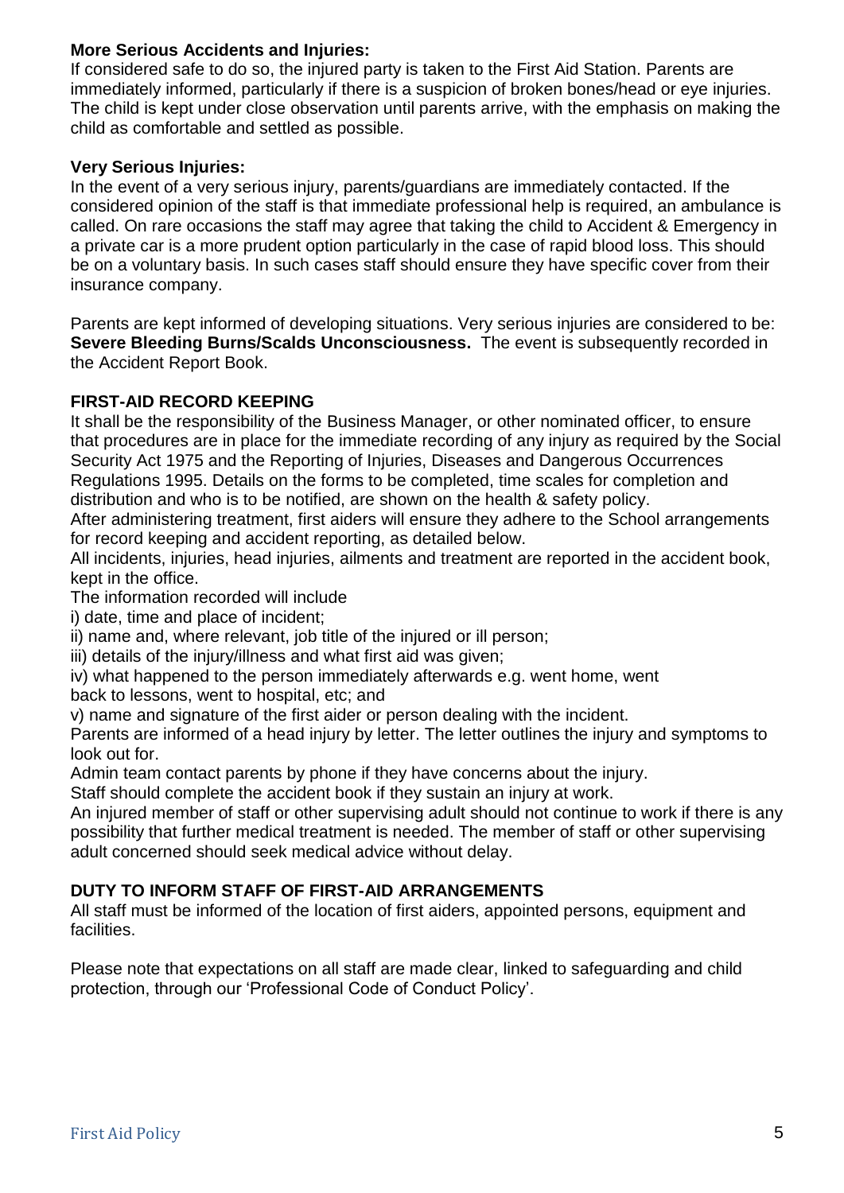**More Serious Accidents and Injuries:**
If considered safe to do so, the injured party is taken to the First Aid Station. Parents are immediately informed, particularly if there is a suspicion of broken bones/head or eye injuries. The child is kept under close observation until parents arrive, with the emphasis on making the child as comfortable and settled as possible.

**Very Serious Injuries:**
In the event of a very serious injury, parents/guardians are immediately contacted. If the considered opinion of the staff is that immediate professional help is required, an ambulance is called. On rare occasions the staff may agree that taking the child to Accident & Emergency in a private car is a more prudent option particularly in the case of rapid blood loss. This should be on a voluntary basis. In such cases staff should ensure they have specific cover from their insurance company.

Parents are kept informed of developing situations. Very serious injuries are considered to be: **Severe Bleeding Burns/Scalds Unconsciousness.** The event is subsequently recorded in the Accident Report Book.

## FIRST-AID RECORD KEEPING

It shall be the responsibility of the Business Manager, or other nominated officer, to ensure that procedures are in place for the immediate recording of any injury as required by the Social Security Act 1975 and the Reporting of Injuries, Diseases and Dangerous Occurrences Regulations 1995. Details on the forms to be completed, time scales for completion and distribution and who is to be notified, are shown on the health & safety policy.
After administering treatment, first aiders will ensure they adhere to the School arrangements for record keeping and accident reporting, as detailed below.
All incidents, injuries, head injuries, ailments and treatment are reported in the accident book, kept in the office.
The information recorded will include
i) date, time and place of incident;
ii) name and, where relevant, job title of the injured or ill person;
iii) details of the injury/illness and what first aid was given;
iv) what happened to the person immediately afterwards e.g. went home, went back to lessons, went to hospital, etc; and
v) name and signature of the first aider or person dealing with the incident.
Parents are informed of a head injury by letter. The letter outlines the injury and symptoms to look out for.
Admin team contact parents by phone if they have concerns about the injury.
Staff should complete the accident book if they sustain an injury at work.
An injured member of staff or other supervising adult should not continue to work if there is any possibility that further medical treatment is needed. The member of staff or other supervising adult concerned should seek medical advice without delay.

## DUTY TO INFORM STAFF OF FIRST-AID ARRANGEMENTS

All staff must be informed of the location of first aiders, appointed persons, equipment and facilities.

Please note that expectations on all staff are made clear, linked to safeguarding and child protection, through our 'Professional Code of Conduct Policy'.